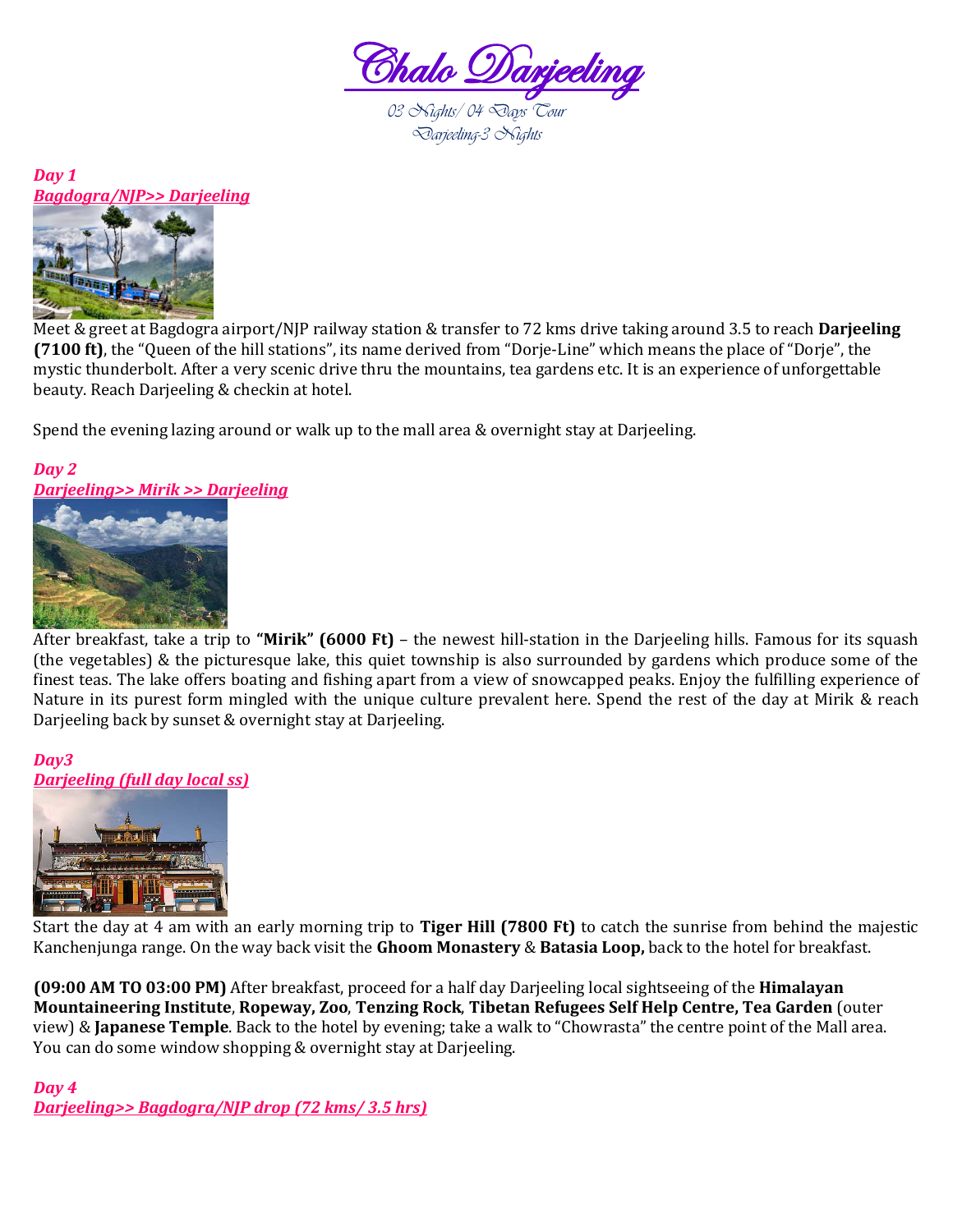# Chalo Darjeeling

*03 Nights/ 04 Days Tour*
*Darjeeling-3 Nights*

***Day 1***
***Bagdogra/NJP>> Darjeeling***

Meet & greet at Bagdogra airport/NJP railway station & transfer to 72 kms drive taking around 3.5 to reach **Darjeeling (7100 ft)**, the "Queen of the hill stations", its name derived from "Dorje-Line" which means the place of "Dorje", the mystic thunderbolt. After a very scenic drive thru the mountains, tea gardens etc. It is an experience of unforgettable beauty. Reach Darjeeling & checkin at hotel.

Spend the evening lazing around or walk up to the mall area & overnight stay at Darjeeling.

***Day 2***
***Darjeeling>> Mirik >> Darjeeling***

After breakfast, take a trip to **"Mirik" (6000 Ft)** – the newest hill-station in the Darjeeling hills. Famous for its squash (the vegetables) & the picturesque lake, this quiet township is also surrounded by gardens which produce some of the finest teas. The lake offers boating and fishing apart from a view of snowcapped peaks. Enjoy the fulfilling experience of Nature in its purest form mingled with the unique culture prevalent here. Spend the rest of the day at Mirik & reach Darjeeling back by sunset & overnight stay at Darjeeling.

***Day3***
***Darjeeling (full day local ss)***

Start the day at 4 am with an early morning trip to **Tiger Hill (7800 Ft)** to catch the sunrise from behind the majestic Kanchenjunga range. On the way back visit the **Ghoom Monastery** & **Batasia Loop,** back to the hotel for breakfast.

**(09:00 AM TO 03:00 PM)** After breakfast, proceed for a half day Darjeeling local sightseeing of the **Himalayan Mountaineering Institute**, **Ropeway, Zoo**, **Tenzing Rock**, **Tibetan Refugees Self Help Centre, Tea Garden** (outer view) & **Japanese Temple**. Back to the hotel by evening; take a walk to "Chowrasta" the centre point of the Mall area. You can do some window shopping & overnight stay at Darjeeling.

***Day 4***
***Darjeeling>> Bagdogra/NJP drop (72 kms/ 3.5 hrs)***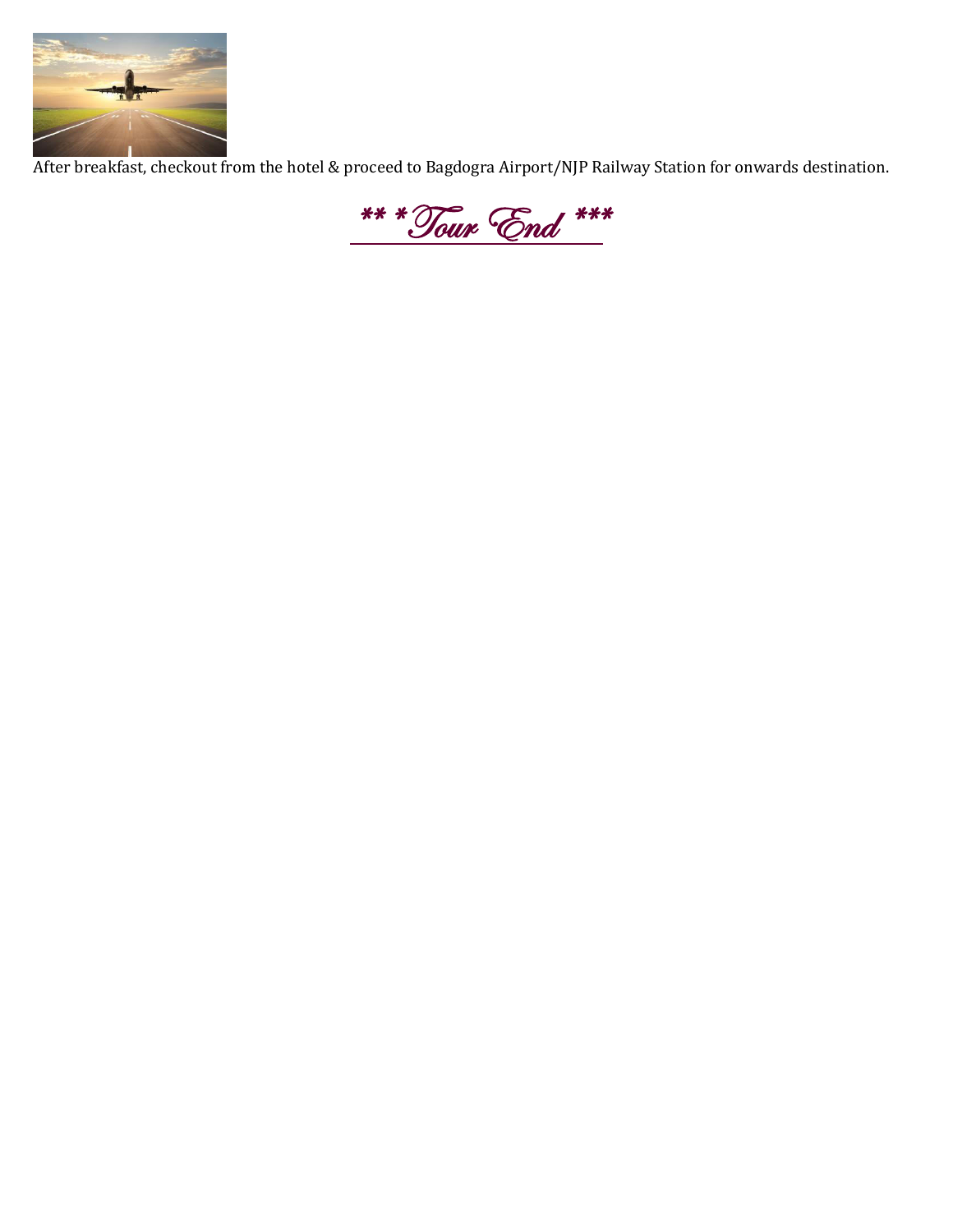After breakfast, checkout from the hotel & proceed to Bagdogra Airport/NJP Railway Station for onwards destination.

** *Tour End ***